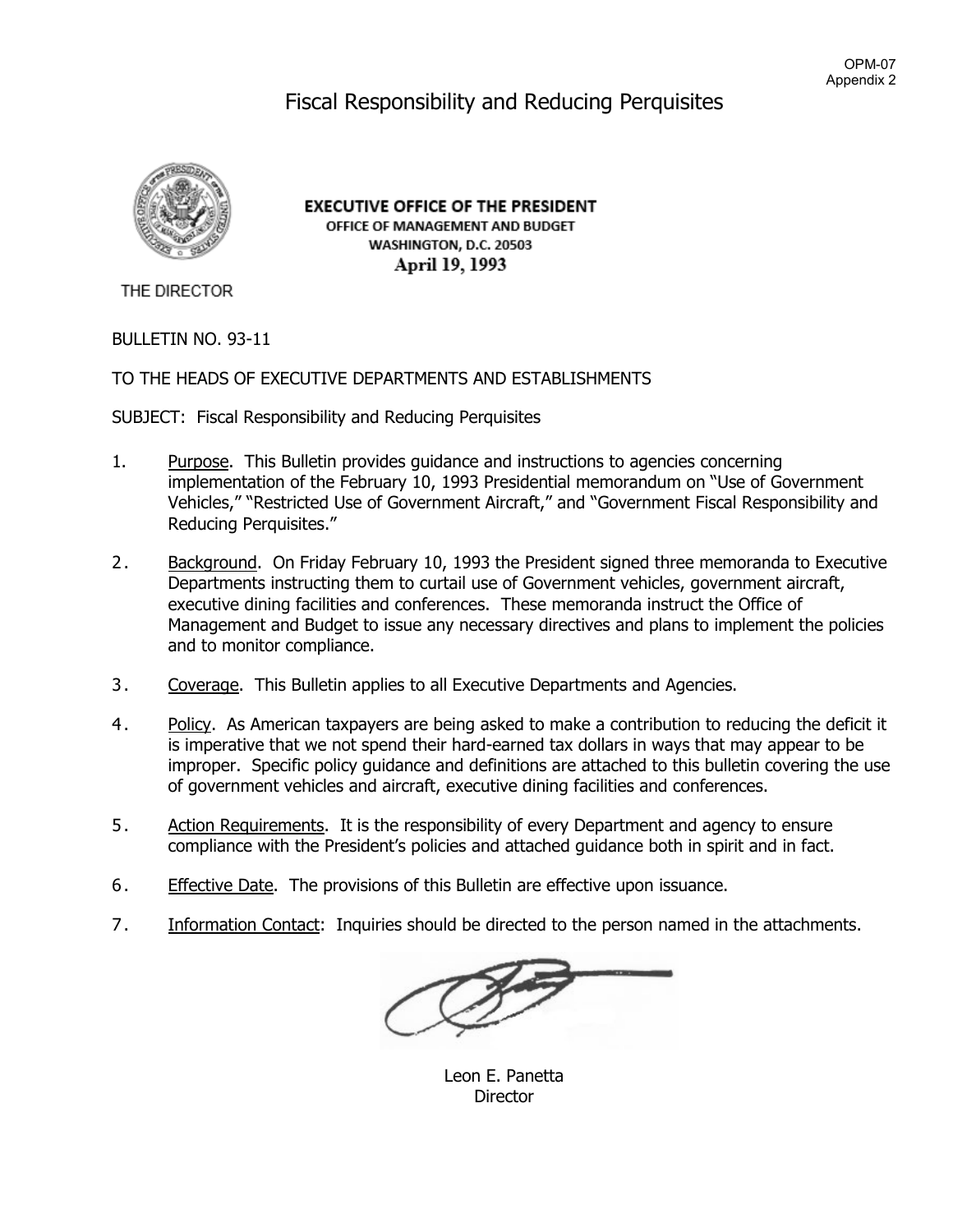OPM-07
Appendix 2

# Fiscal Responsibility and Reducing Perquisites

**EXECUTIVE OFFICE OF THE PRESIDENT**
OFFICE OF MANAGEMENT AND BUDGET
WASHINGTON, D.C. 20503
**April 19, 1993**

THE DIRECTOR

BULLETIN NO. 93-11

TO THE HEADS OF EXECUTIVE DEPARTMENTS AND ESTABLISHMENTS

SUBJECT: Fiscal Responsibility and Reducing Perquisites

1. Purpose. This Bulletin provides guidance and instructions to agencies concerning implementation of the February 10, 1993 Presidential memorandum on "Use of Government Vehicles," "Restricted Use of Government Aircraft," and "Government Fiscal Responsibility and Reducing Perquisites."

2. Background. On Friday February 10, 1993 the President signed three memoranda to Executive Departments instructing them to curtail use of Government vehicles, government aircraft, executive dining facilities and conferences. These memoranda instruct the Office of Management and Budget to issue any necessary directives and plans to implement the policies and to monitor compliance.

3. Coverage. This Bulletin applies to all Executive Departments and Agencies.

4. Policy. As American taxpayers are being asked to make a contribution to reducing the deficit it is imperative that we not spend their hard-earned tax dollars in ways that may appear to be improper. Specific policy guidance and definitions are attached to this bulletin covering the use of government vehicles and aircraft, executive dining facilities and conferences.

5. Action Requirements. It is the responsibility of every Department and agency to ensure compliance with the President's policies and attached guidance both in spirit and in fact.

6. Effective Date. The provisions of this Bulletin are effective upon issuance.

7. Information Contact: Inquiries should be directed to the person named in the attachments.

Leon E. Panetta
Director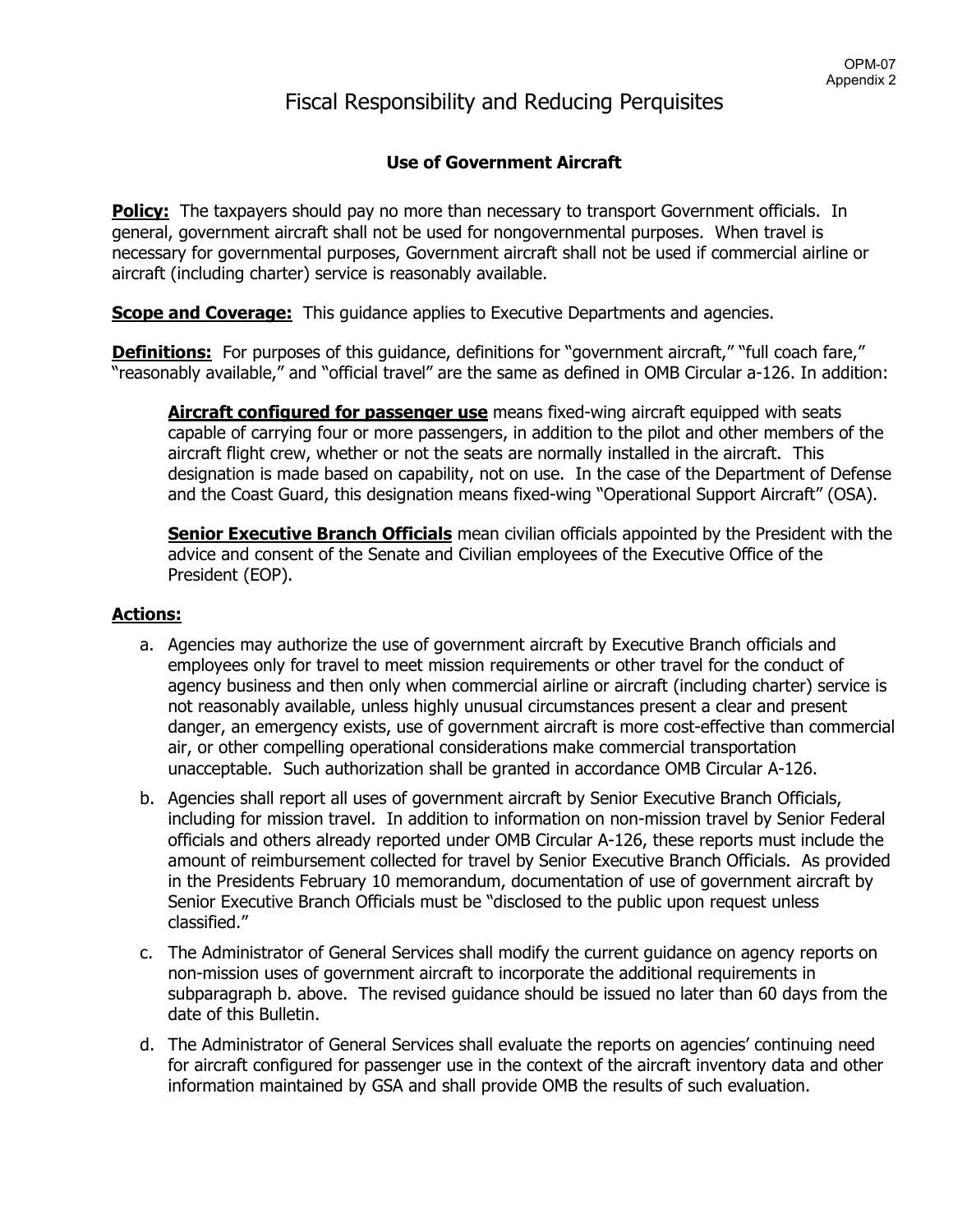# Fiscal Responsibility and Reducing Perquisites

## Use of Government Aircraft

**Policy:** The taxpayers should pay no more than necessary to transport Government officials. In general, government aircraft shall not be used for nongovernmental purposes. When travel is necessary for governmental purposes, Government aircraft shall not be used if commercial airline or aircraft (including charter) service is reasonably available.

**Scope and Coverage:** This guidance applies to Executive Departments and agencies.

**Definitions:** For purposes of this guidance, definitions for "government aircraft," "full coach fare," "reasonably available," and "official travel" are the same as defined in OMB Circular a-126. In addition:

> **Aircraft configured for passenger use** means fixed-wing aircraft equipped with seats capable of carrying four or more passengers, in addition to the pilot and other members of the aircraft flight crew, whether or not the seats are normally installed in the aircraft. This designation is made based on capability, not on use. In the case of the Department of Defense and the Coast Guard, this designation means fixed-wing "Operational Support Aircraft" (OSA).
>
> **Senior Executive Branch Officials** mean civilian officials appointed by the President with the advice and consent of the Senate and Civilian employees of the Executive Office of the President (EOP).

**Actions:**

a. Agencies may authorize the use of government aircraft by Executive Branch officials and employees only for travel to meet mission requirements or other travel for the conduct of agency business and then only when commercial airline or aircraft (including charter) service is not reasonably available, unless highly unusual circumstances present a clear and present danger, an emergency exists, use of government aircraft is more cost-effective than commercial air, or other compelling operational considerations make commercial transportation unacceptable. Such authorization shall be granted in accordance OMB Circular A-126.

b. Agencies shall report all uses of government aircraft by Senior Executive Branch Officials, including for mission travel. In addition to information on non-mission travel by Senior Federal officials and others already reported under OMB Circular A-126, these reports must include the amount of reimbursement collected for travel by Senior Executive Branch Officials. As provided in the Presidents February 10 memorandum, documentation of use of government aircraft by Senior Executive Branch Officials must be "disclosed to the public upon request unless classified."

c. The Administrator of General Services shall modify the current guidance on agency reports on non-mission uses of government aircraft to incorporate the additional requirements in subparagraph b. above. The revised guidance should be issued no later than 60 days from the date of this Bulletin.

d. The Administrator of General Services shall evaluate the reports on agencies' continuing need for aircraft configured for passenger use in the context of the aircraft inventory data and other information maintained by GSA and shall provide OMB the results of such evaluation.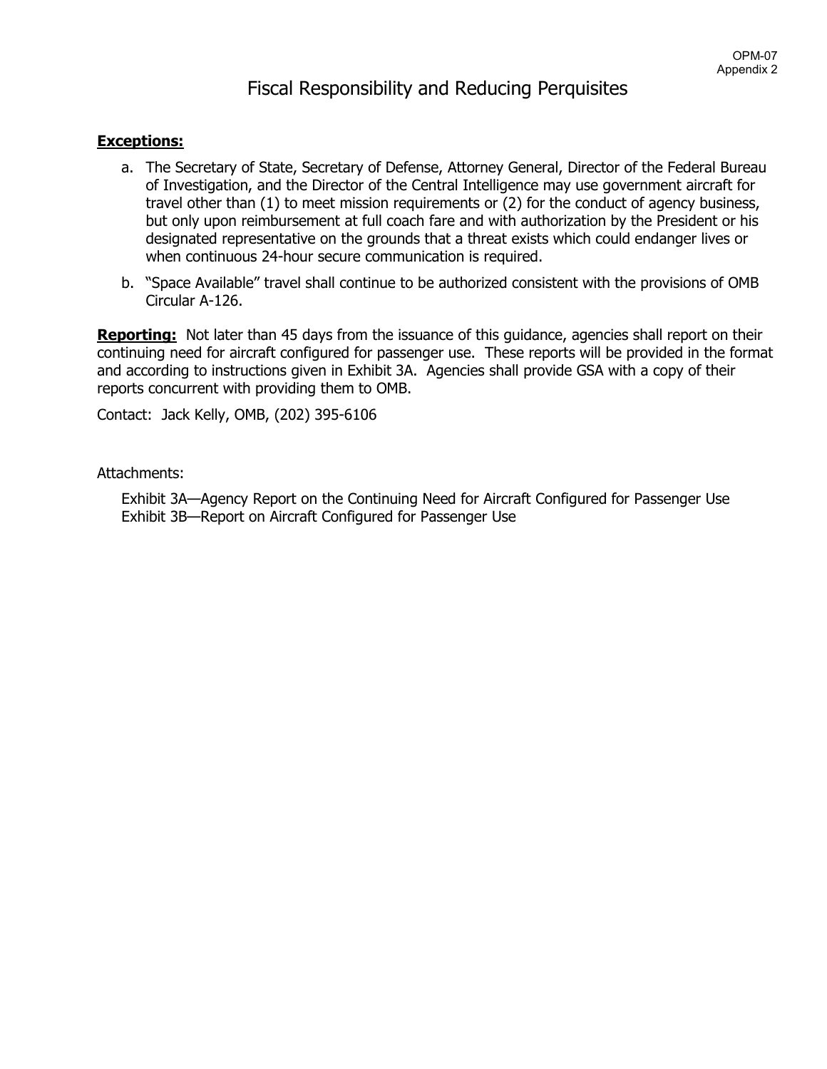# Fiscal Responsibility and Reducing Perquisites

**Exceptions:**

a. The Secretary of State, Secretary of Defense, Attorney General, Director of the Federal Bureau of Investigation, and the Director of the Central Intelligence may use government aircraft for travel other than (1) to meet mission requirements or (2) for the conduct of agency business, but only upon reimbursement at full coach fare and with authorization by the President or his designated representative on the grounds that a threat exists which could endanger lives or when continuous 24-hour secure communication is required.

b. "Space Available" travel shall continue to be authorized consistent with the provisions of OMB Circular A-126.

**Reporting:** Not later than 45 days from the issuance of this guidance, agencies shall report on their continuing need for aircraft configured for passenger use. These reports will be provided in the format and according to instructions given in Exhibit 3A. Agencies shall provide GSA with a copy of their reports concurrent with providing them to OMB.

Contact: Jack Kelly, OMB, (202) 395-6106

Attachments:

Exhibit 3A—Agency Report on the Continuing Need for Aircraft Configured for Passenger Use
Exhibit 3B—Report on Aircraft Configured for Passenger Use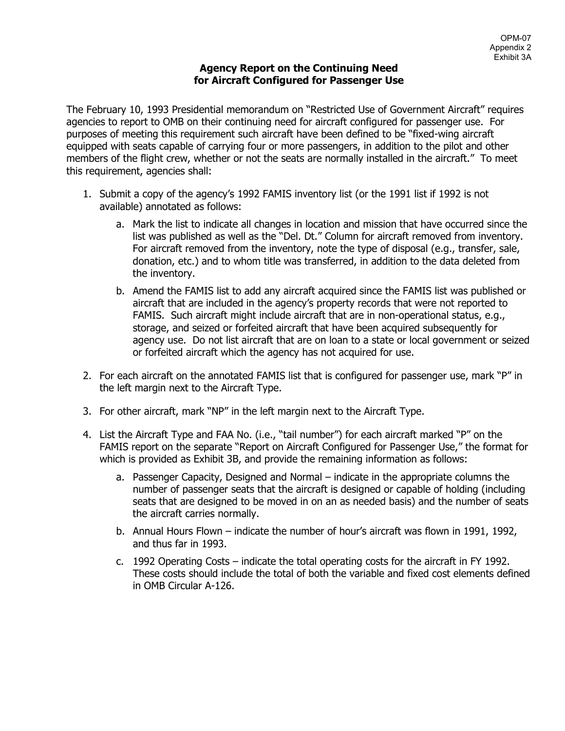OPM-07
Appendix 2
Exhibit 3A

## Agency Report on the Continuing Need for Aircraft Configured for Passenger Use

The February 10, 1993 Presidential memorandum on "Restricted Use of Government Aircraft" requires agencies to report to OMB on their continuing need for aircraft configured for passenger use. For purposes of meeting this requirement such aircraft have been defined to be "fixed-wing aircraft equipped with seats capable of carrying four or more passengers, in addition to the pilot and other members of the flight crew, whether or not the seats are normally installed in the aircraft." To meet this requirement, agencies shall:

1. Submit a copy of the agency's 1992 FAMIS inventory list (or the 1991 list if 1992 is not available) annotated as follows:
    a. Mark the list to indicate all changes in location and mission that have occurred since the list was published as well as the "Del. Dt." Column for aircraft removed from inventory. For aircraft removed from the inventory, note the type of disposal (e.g., transfer, sale, donation, etc.) and to whom title was transferred, in addition to the data deleted from the inventory.
    b. Amend the FAMIS list to add any aircraft acquired since the FAMIS list was published or aircraft that are included in the agency's property records that were not reported to FAMIS. Such aircraft might include aircraft that are in non-operational status, e.g., storage, and seized or forfeited aircraft that have been acquired subsequently for agency use. Do not list aircraft that are on loan to a state or local government or seized or forfeited aircraft which the agency has not acquired for use.
2. For each aircraft on the annotated FAMIS list that is configured for passenger use, mark "P" in the left margin next to the Aircraft Type.
3. For other aircraft, mark "NP" in the left margin next to the Aircraft Type.
4. List the Aircraft Type and FAA No. (i.e., "tail number") for each aircraft marked "P" on the FAMIS report on the separate "Report on Aircraft Configured for Passenger Use," the format for which is provided as Exhibit 3B, and provide the remaining information as follows:
    a. Passenger Capacity, Designed and Normal – indicate in the appropriate columns the number of passenger seats that the aircraft is designed or capable of holding (including seats that are designed to be moved in on an as needed basis) and the number of seats the aircraft carries normally.
    b. Annual Hours Flown – indicate the number of hour's aircraft was flown in 1991, 1992, and thus far in 1993.
    c. 1992 Operating Costs – indicate the total operating costs for the aircraft in FY 1992. These costs should include the total of both the variable and fixed cost elements defined in OMB Circular A-126.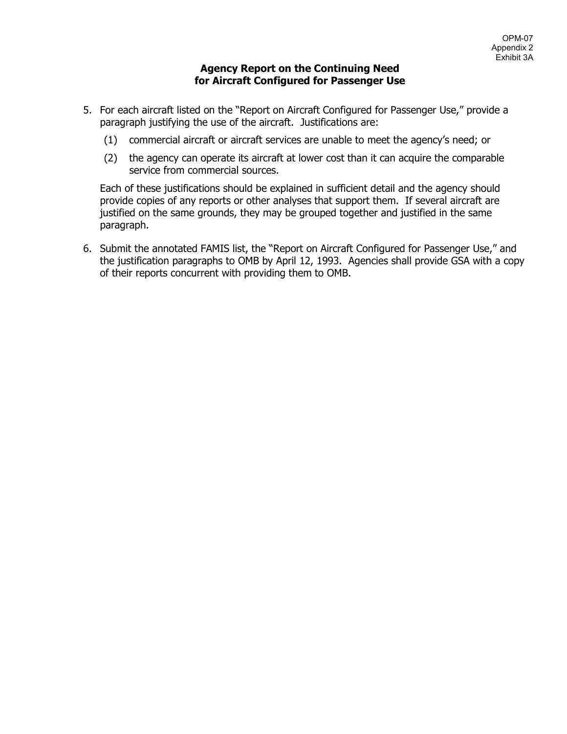OPM-07
Appendix 2
Exhibit 3A

**Agency Report on the Continuing Need for Aircraft Configured for Passenger Use**

5. For each aircraft listed on the "Report on Aircraft Configured for Passenger Use," provide a paragraph justifying the use of the aircraft. Justifications are:

   (1) commercial aircraft or aircraft services are unable to meet the agency's need; or

   (2) the agency can operate its aircraft at lower cost than it can acquire the comparable service from commercial sources.

   Each of these justifications should be explained in sufficient detail and the agency should provide copies of any reports or other analyses that support them. If several aircraft are justified on the same grounds, they may be grouped together and justified in the same paragraph.

6. Submit the annotated FAMIS list, the "Report on Aircraft Configured for Passenger Use," and the justification paragraphs to OMB by April 12, 1993. Agencies shall provide GSA with a copy of their reports concurrent with providing them to OMB.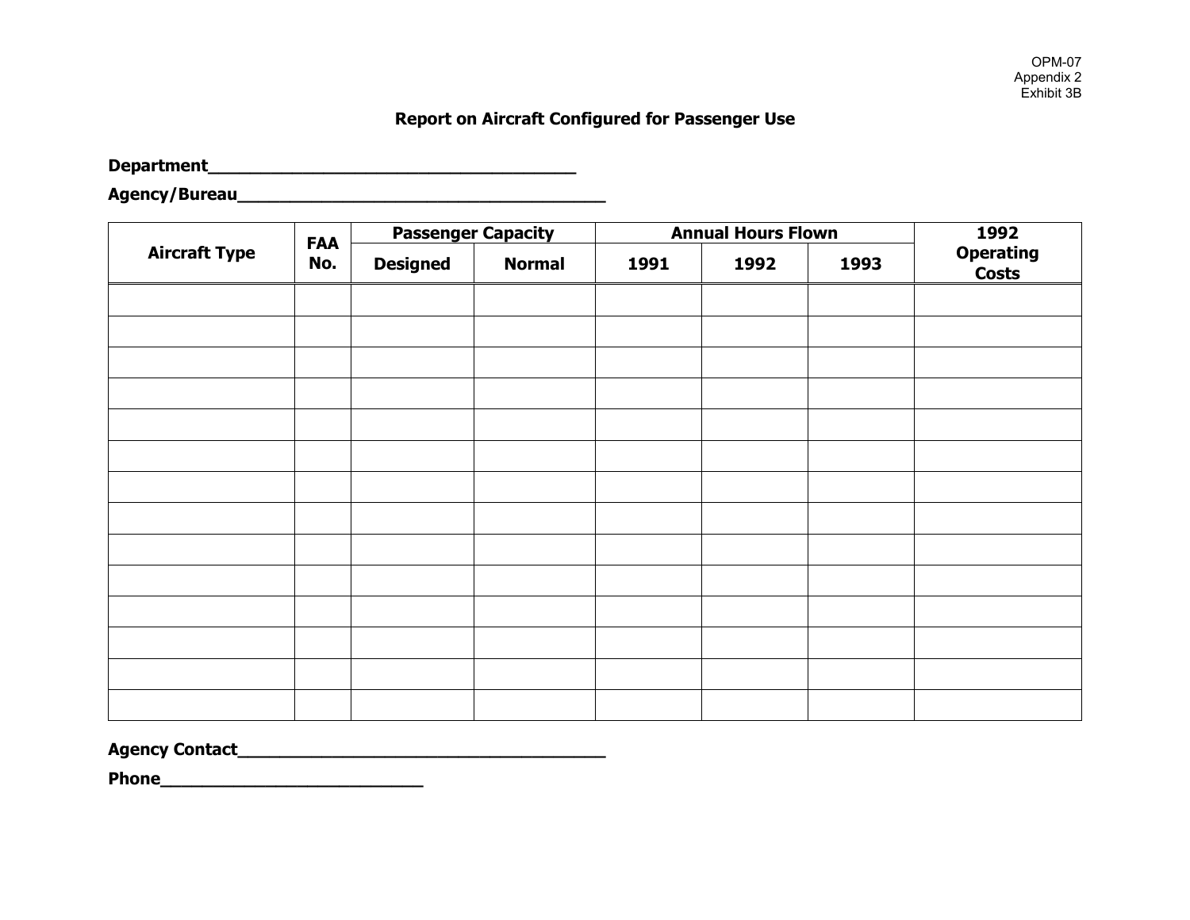OPM-07
Appendix 2
Exhibit 3B

# Report on Aircraft Configured for Passenger Use

**Department**____________________________________

**Agency/Bureau**____________________________________

| Aircraft Type | FAA No. | Passenger Capacity | | Annual Hours Flown | | | 1992 Operating Costs |
|---|---|---|---|---|---|---|---|
| | | Designed | Normal | 1991 | 1992 | 1993 | |
| | | | | | | | |
| | | | | | | | |
| | | | | | | | |
| | | | | | | | |
| | | | | | | | |
| | | | | | | | |
| | | | | | | | |
| | | | | | | | |
| | | | | | | | |
| | | | | | | | |
| | | | | | | | |
| | | | | | | | |
| | | | | | | | |
| | | | | | | | |

**Agency Contact**____________________________________

**Phone**__________________________